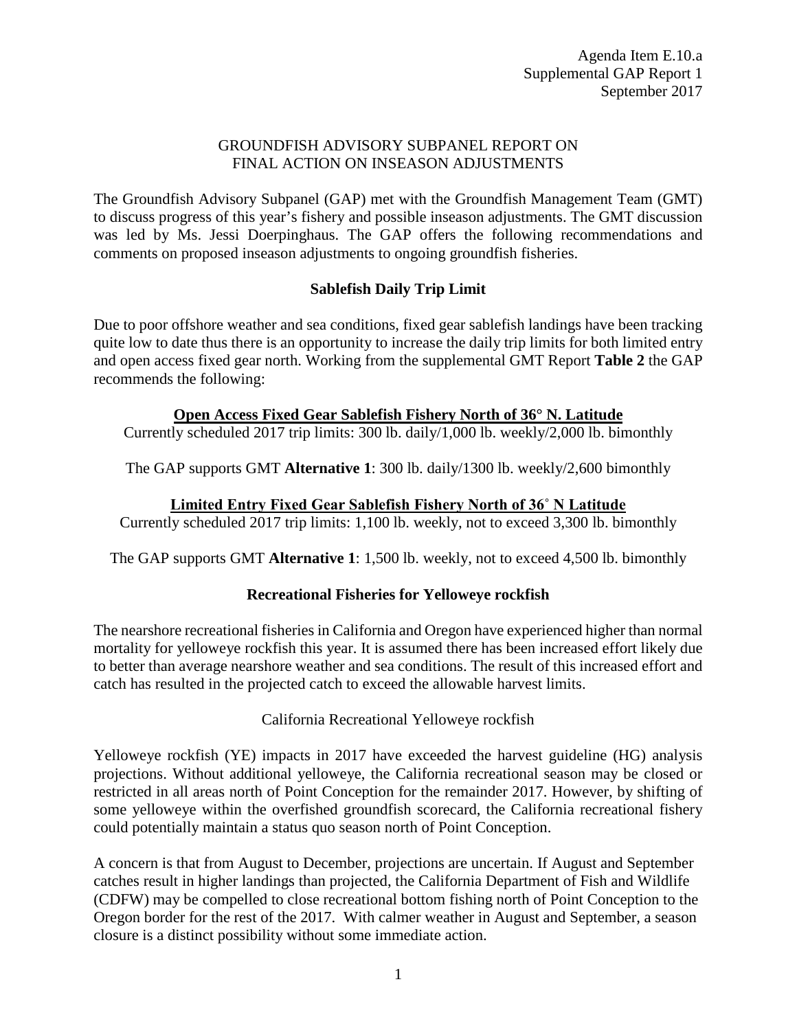Agenda Item E.10.a
Supplemental GAP Report 1
September 2017

# GROUNDFISH ADVISORY SUBPANEL REPORT ON FINAL ACTION ON INSEASON ADJUSTMENTS

The Groundfish Advisory Subpanel (GAP) met with the Groundfish Management Team (GMT) to discuss progress of this year's fishery and possible inseason adjustments. The GMT discussion was led by Ms. Jessi Doerpinghaus. The GAP offers the following recommendations and comments on proposed inseason adjustments to ongoing groundfish fisheries.

## Sablefish Daily Trip Limit

Due to poor offshore weather and sea conditions, fixed gear sablefish landings have been tracking quite low to date thus there is an opportunity to increase the daily trip limits for both limited entry and open access fixed gear north. Working from the supplemental GMT Report **Table 2** the GAP recommends the following:

### Open Access Fixed Gear Sablefish Fishery North of 36° N. Latitude

Currently scheduled 2017 trip limits: 300 lb. daily/1,000 lb. weekly/2,000 lb. bimonthly

The GAP supports GMT **Alternative 1**: 300 lb. daily/1300 lb. weekly/2,600 bimonthly

### Limited Entry Fixed Gear Sablefish Fishery North of 36˚ N Latitude

Currently scheduled 2017 trip limits: 1,100 lb. weekly, not to exceed 3,300 lb. bimonthly

The GAP supports GMT **Alternative 1**: 1,500 lb. weekly, not to exceed 4,500 lb. bimonthly

## Recreational Fisheries for Yelloweye rockfish

The nearshore recreational fisheries in California and Oregon have experienced higher than normal mortality for yelloweye rockfish this year. It is assumed there has been increased effort likely due to better than average nearshore weather and sea conditions. The result of this increased effort and catch has resulted in the projected catch to exceed the allowable harvest limits.

### California Recreational Yelloweye rockfish

Yelloweye rockfish (YE) impacts in 2017 have exceeded the harvest guideline (HG) analysis projections. Without additional yelloweye, the California recreational season may be closed or restricted in all areas north of Point Conception for the remainder 2017. However, by shifting of some yelloweye within the overfished groundfish scorecard, the California recreational fishery could potentially maintain a status quo season north of Point Conception.

A concern is that from August to December, projections are uncertain. If August and September catches result in higher landings than projected, the California Department of Fish and Wildlife (CDFW) may be compelled to close recreational bottom fishing north of Point Conception to the Oregon border for the rest of the 2017. With calmer weather in August and September, a season closure is a distinct possibility without some immediate action.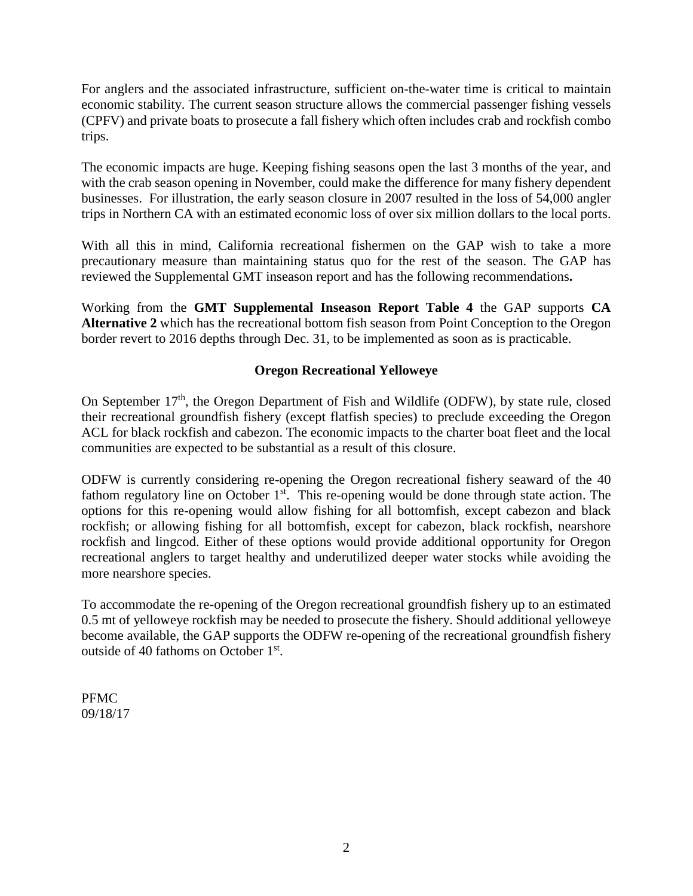For anglers and the associated infrastructure, sufficient on-the-water time is critical to maintain economic stability. The current season structure allows the commercial passenger fishing vessels (CPFV) and private boats to prosecute a fall fishery which often includes crab and rockfish combo trips.

The economic impacts are huge. Keeping fishing seasons open the last 3 months of the year, and with the crab season opening in November, could make the difference for many fishery dependent businesses. For illustration, the early season closure in 2007 resulted in the loss of 54,000 angler trips in Northern CA with an estimated economic loss of over six million dollars to the local ports.

With all this in mind, California recreational fishermen on the GAP wish to take a more precautionary measure than maintaining status quo for the rest of the season. The GAP has reviewed the Supplemental GMT inseason report and has the following recommendations**.**

Working from the **GMT Supplemental Inseason Report Table 4** the GAP supports **CA Alternative 2** which has the recreational bottom fish season from Point Conception to the Oregon border revert to 2016 depths through Dec. 31, to be implemented as soon as is practicable.

## Oregon Recreational Yelloweye

On September 17th, the Oregon Department of Fish and Wildlife (ODFW), by state rule, closed their recreational groundfish fishery (except flatfish species) to preclude exceeding the Oregon ACL for black rockfish and cabezon. The economic impacts to the charter boat fleet and the local communities are expected to be substantial as a result of this closure.

ODFW is currently considering re-opening the Oregon recreational fishery seaward of the 40 fathom regulatory line on October 1st. This re-opening would be done through state action. The options for this re-opening would allow fishing for all bottomfish, except cabezon and black rockfish; or allowing fishing for all bottomfish, except for cabezon, black rockfish, nearshore rockfish and lingcod. Either of these options would provide additional opportunity for Oregon recreational anglers to target healthy and underutilized deeper water stocks while avoiding the more nearshore species.

To accommodate the re-opening of the Oregon recreational groundfish fishery up to an estimated 0.5 mt of yelloweye rockfish may be needed to prosecute the fishery. Should additional yelloweye become available, the GAP supports the ODFW re-opening of the recreational groundfish fishery outside of 40 fathoms on October 1st.

PFMC
09/18/17